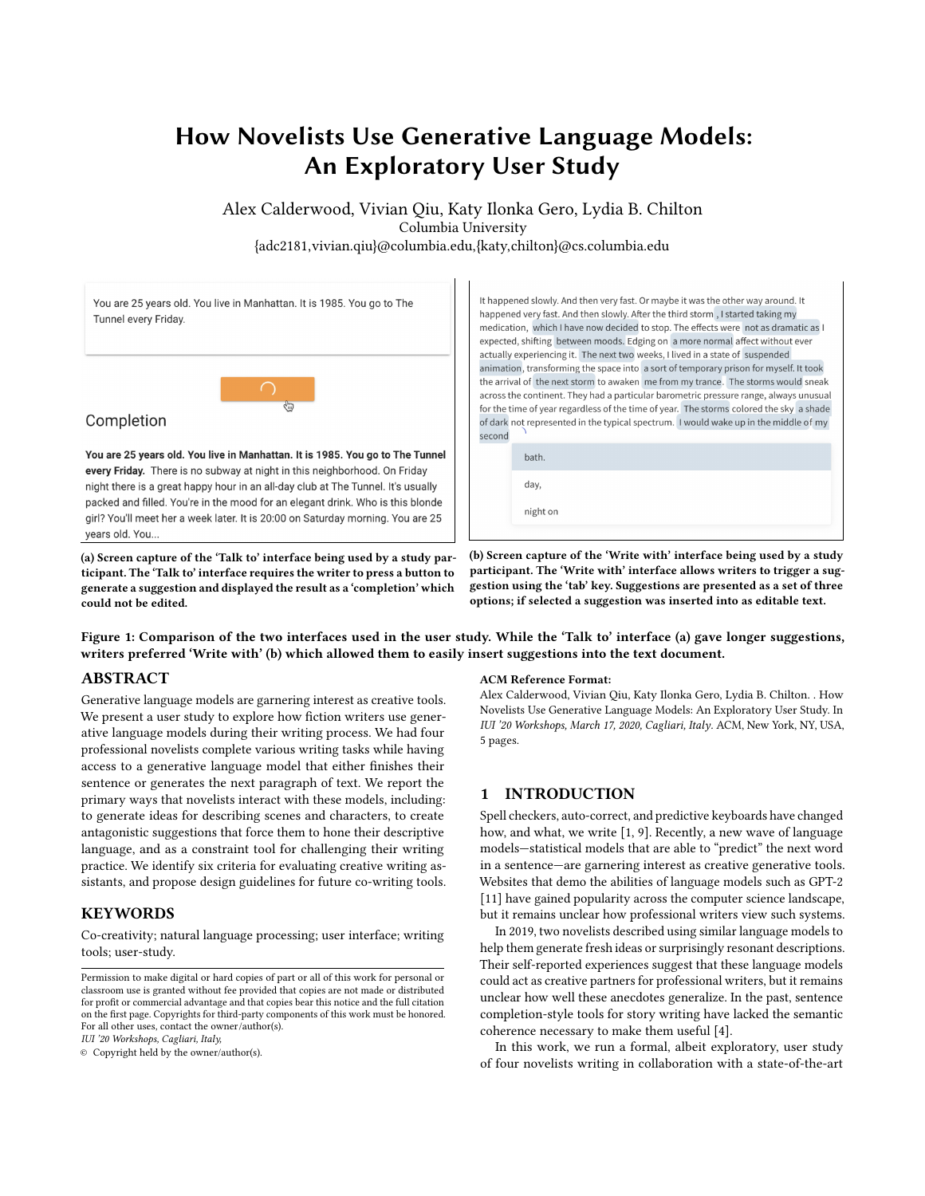# How Novelists Use Generative Language Models: An Exploratory User Study

Alex Calderwood, Vivian Qiu, Katy Ilonka Gero, Lydia B. Chilton
Columbia University
{adc2181,vivian.qiu}@columbia.edu,{katy,chilton}@cs.columbia.edu

**(a) Screen capture of the 'Talk to' interface being used by a study participant. The 'Talk to' interface requires the writer to press a button to generate a suggestion and displayed the result as a 'completion' which could not be edited.**

**(b) Screen capture of the 'Write with' interface being used by a study participant. The 'Write with' interface allows writers to trigger a suggestion using the 'tab' key. Suggestions are presented as a set of three options; if selected a suggestion was inserted into as editable text.**

**Figure 1: Comparison of the two interfaces used in the user study. While the 'Talk to' interface (a) gave longer suggestions, writers preferred 'Write with' (b) which allowed them to easily insert suggestions into the text document.**

## ABSTRACT

Generative language models are garnering interest as creative tools. We present a user study to explore how fiction writers use generative language models during their writing process. We had four professional novelists complete various writing tasks while having access to a generative language model that either finishes their sentence or generates the next paragraph of text. We report the primary ways that novelists interact with these models, including: to generate ideas for describing scenes and characters, to create antagonistic suggestions that force them to hone their descriptive language, and as a constraint tool for challenging their writing practice. We identify six criteria for evaluating creative writing assistants, and propose design guidelines for future co-writing tools.

## KEYWORDS

Co-creativity; natural language processing; user interface; writing tools; user-study.

Permission to make digital or hard copies of part or all of this work for personal or classroom use is granted without fee provided that copies are not made or distributed for profit or commercial advantage and that copies bear this notice and the full citation on the first page. Copyrights for third-party components of this work must be honored. For all other uses, contact the owner/author(s).
*IUI '20 Workshops, Cagliari, Italy,*
© Copyright held by the owner/author(s).

**ACM Reference Format:**
Alex Calderwood, Vivian Qiu, Katy Ilonka Gero, Lydia B. Chilton. . How Novelists Use Generative Language Models: An Exploratory User Study. In *IUI '20 Workshops, March 17, 2020, Cagliari, Italy.* ACM, New York, NY, USA, 5 pages.

## 1 INTRODUCTION

Spell checkers, auto-correct, and predictive keyboards have changed how, and what, we write [1, 9]. Recently, a new wave of language models—statistical models that are able to "predict" the next word in a sentence—are garnering interest as creative generative tools. Websites that demo the abilities of language models such as GPT-2 [11] have gained popularity across the computer science landscape, but it remains unclear how professional writers view such systems.

In 2019, two novelists described using similar language models to help them generate fresh ideas or surprisingly resonant descriptions. Their self-reported experiences suggest that these language models could act as creative partners for professional writers, but it remains unclear how well these anecdotes generalize. In the past, sentence completion-style tools for story writing have lacked the semantic coherence necessary to make them useful [4].

In this work, we run a formal, albeit exploratory, user study of four novelists writing in collaboration with a state-of-the-art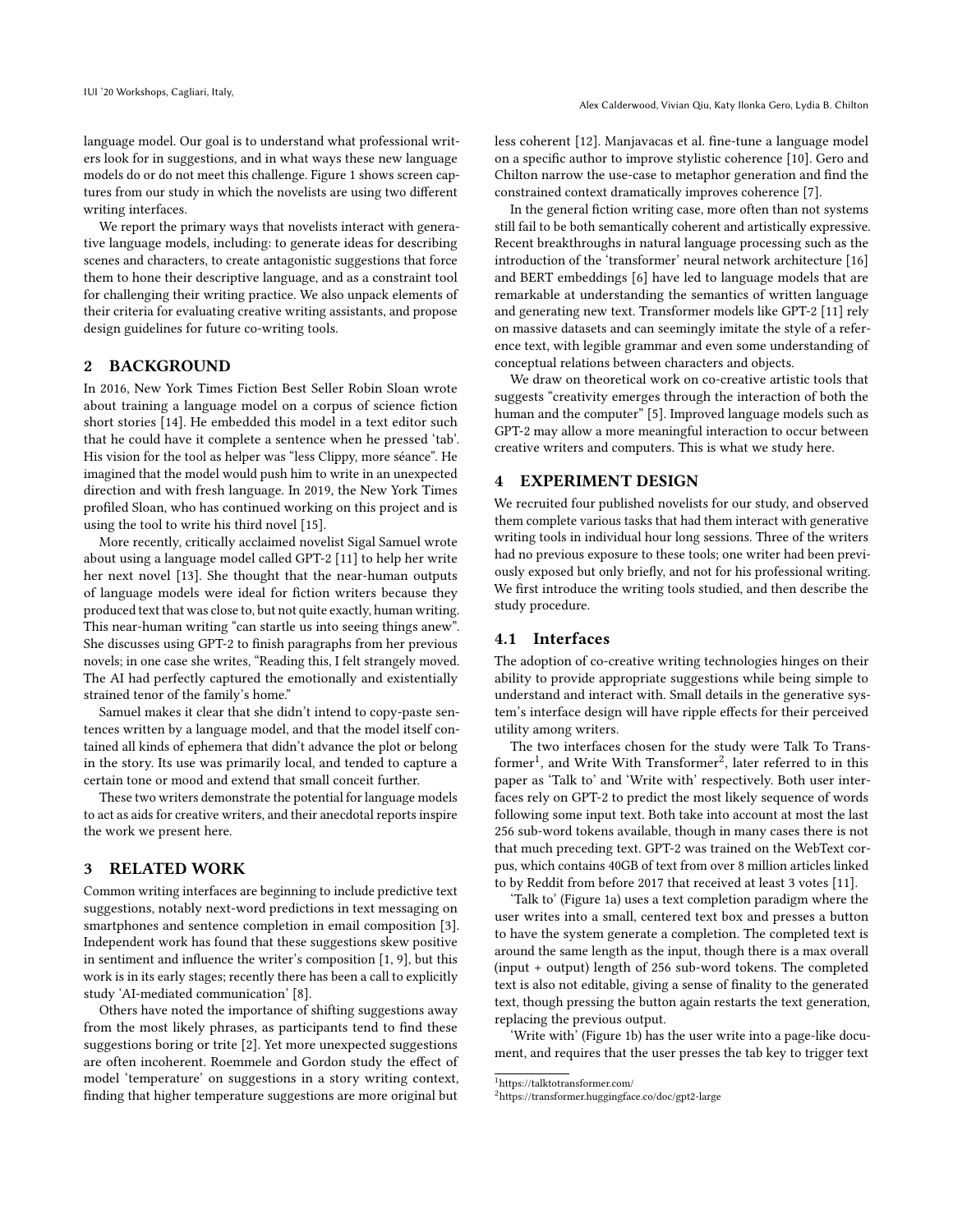language model. Our goal is to understand what professional writers look for in suggestions, and in what ways these new language models do or do not meet this challenge. Figure 1 shows screen captures from our study in which the novelists are using two different writing interfaces.

We report the primary ways that novelists interact with generative language models, including: to generate ideas for describing scenes and characters, to create antagonistic suggestions that force them to hone their descriptive language, and as a constraint tool for challenging their writing practice. We also unpack elements of their criteria for evaluating creative writing assistants, and propose design guidelines for future co-writing tools.

## 2 BACKGROUND

In 2016, New York Times Fiction Best Seller Robin Sloan wrote about training a language model on a corpus of science fiction short stories [14]. He embedded this model in a text editor such that he could have it complete a sentence when he pressed 'tab'. His vision for the tool as helper was "less Clippy, more séance". He imagined that the model would push him to write in an unexpected direction and with fresh language. In 2019, the New York Times profiled Sloan, who has continued working on this project and is using the tool to write his third novel [15].

More recently, critically acclaimed novelist Sigal Samuel wrote about using a language model called GPT-2 [11] to help her write her next novel [13]. She thought that the near-human outputs of language models were ideal for fiction writers because they produced text that was close to, but not quite exactly, human writing. This near-human writing "can startle us into seeing things anew". She discusses using GPT-2 to finish paragraphs from her previous novels; in one case she writes, "Reading this, I felt strangely moved. The AI had perfectly captured the emotionally and existentially strained tenor of the family's home."

Samuel makes it clear that she didn't intend to copy-paste sentences written by a language model, and that the model itself contained all kinds of ephemera that didn't advance the plot or belong in the story. Its use was primarily local, and tended to capture a certain tone or mood and extend that small conceit further.

These two writers demonstrate the potential for language models to act as aids for creative writers, and their anecdotal reports inspire the work we present here.

## 3 RELATED WORK

Common writing interfaces are beginning to include predictive text suggestions, notably next-word predictions in text messaging on smartphones and sentence completion in email composition [3]. Independent work has found that these suggestions skew positive in sentiment and influence the writer's composition [1, 9], but this work is in its early stages; recently there has been a call to explicitly study 'AI-mediated communication' [8].

Others have noted the importance of shifting suggestions away from the most likely phrases, as participants tend to find these suggestions boring or trite [2]. Yet more unexpected suggestions are often incoherent. Roemmele and Gordon study the effect of model 'temperature' on suggestions in a story writing context, finding that higher temperature suggestions are more original but less coherent [12]. Manjavacas et al. fine-tune a language model on a specific author to improve stylistic coherence [10]. Gero and Chilton narrow the use-case to metaphor generation and find the constrained context dramatically improves coherence [7].

In the general fiction writing case, more often than not systems still fail to be both semantically coherent and artistically expressive. Recent breakthroughs in natural language processing such as the introduction of the 'transformer' neural network architecture [16] and BERT embeddings [6] have led to language models that are remarkable at understanding the semantics of written language and generating new text. Transformer models like GPT-2 [11] rely on massive datasets and can seemingly imitate the style of a reference text, with legible grammar and even some understanding of conceptual relations between characters and objects.

We draw on theoretical work on co-creative artistic tools that suggests "creativity emerges through the interaction of both the human and the computer" [5]. Improved language models such as GPT-2 may allow a more meaningful interaction to occur between creative writers and computers. This is what we study here.

## 4 EXPERIMENT DESIGN

We recruited four published novelists for our study, and observed them complete various tasks that had them interact with generative writing tools in individual hour long sessions. Three of the writers had no previous exposure to these tools; one writer had been previously exposed but only briefly, and not for his professional writing. We first introduce the writing tools studied, and then describe the study procedure.

### 4.1 Interfaces

The adoption of co-creative writing technologies hinges on their ability to provide appropriate suggestions while being simple to understand and interact with. Small details in the generative system's interface design will have ripple effects for their perceived utility among writers.

The two interfaces chosen for the study were Talk To Transformer[1], and Write With Transformer[2], later referred to in this paper as 'Talk to' and 'Write with' respectively. Both user interfaces rely on GPT-2 to predict the most likely sequence of words following some input text. Both take into account at most the last 256 sub-word tokens available, though in many cases there is not that much preceding text. GPT-2 was trained on the WebText corpus, which contains 40GB of text from over 8 million articles linked to by Reddit from before 2017 that received at least 3 votes [11].

'Talk to' (Figure 1a) uses a text completion paradigm where the user writes into a small, centered text box and presses a button to have the system generate a completion. The completed text is around the same length as the input, though there is a max overall (input + output) length of 256 sub-word tokens. The completed text is also not editable, giving a sense of finality to the generated text, though pressing the button again restarts the text generation, replacing the previous output.

'Write with' (Figure 1b) has the user write into a page-like document, and requires that the user presses the tab key to trigger text

[1] https://talktotransformer.com/

[2] https://transformer.huggingface.co/doc/gpt2-large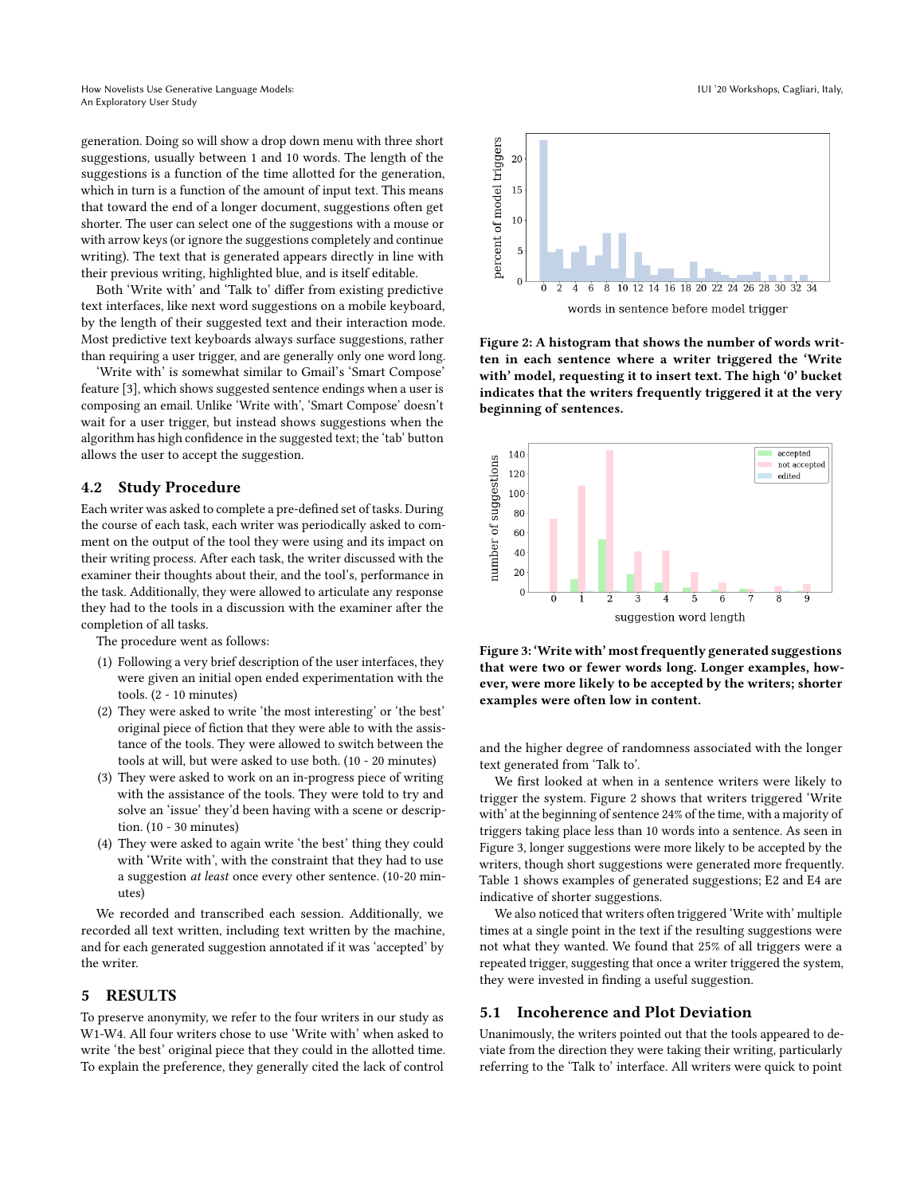generation. Doing so will show a drop down menu with three short suggestions, usually between 1 and 10 words. The length of the suggestions is a function of the time allotted for the generation, which in turn is a function of the amount of input text. This means that toward the end of a longer document, suggestions often get shorter. The user can select one of the suggestions with a mouse or with arrow keys (or ignore the suggestions completely and continue writing). The text that is generated appears directly in line with their previous writing, highlighted blue, and is itself editable.

Both 'Write with' and 'Talk to' differ from existing predictive text interfaces, like next word suggestions on a mobile keyboard, by the length of their suggested text and their interaction mode. Most predictive text keyboards always surface suggestions, rather than requiring a user trigger, and are generally only one word long.

'Write with' is somewhat similar to Gmail's 'Smart Compose' feature [3], which shows suggested sentence endings when a user is composing an email. Unlike 'Write with', 'Smart Compose' doesn't wait for a user trigger, but instead shows suggestions when the algorithm has high confidence in the suggested text; the 'tab' button allows the user to accept the suggestion.

### 4.2 Study Procedure

Each writer was asked to complete a pre-defined set of tasks. During the course of each task, each writer was periodically asked to comment on the output of the tool they were using and its impact on their writing process. After each task, the writer discussed with the examiner their thoughts about their, and the tool's, performance in the task. Additionally, they were allowed to articulate any response they had to the tools in a discussion with the examiner after the completion of all tasks.

The procedure went as follows:

1. Following a very brief description of the user interfaces, they were given an initial open ended experimentation with the tools. (2 - 10 minutes)
2. They were asked to write 'the most interesting' or 'the best' original piece of fiction that they were able to with the assistance of the tools. They were allowed to switch between the tools at will, but were asked to use both. (10 - 20 minutes)
3. They were asked to work on an in-progress piece of writing with the assistance of the tools. They were told to try and solve an 'issue' they'd been having with a scene or description. (10 - 30 minutes)
4. They were asked to again write 'the best' thing they could with 'Write with', with the constraint that they had to use a suggestion *at least* once every other sentence. (10-20 minutes)

We recorded and transcribed each session. Additionally, we recorded all text written, including text written by the machine, and for each generated suggestion annotated if it was 'accepted' by the writer.

## 5 RESULTS

To preserve anonymity, we refer to the four writers in our study as W1-W4. All four writers chose to use 'Write with' when asked to write 'the best' original piece that they could in the allotted time. To explain the preference, they generally cited the lack of control and the higher degree of randomness associated with the longer text generated from 'Talk to'.

**Figure 2: A histogram that shows the number of words written in each sentence where a writer triggered the 'Write with' model, requesting it to insert text. The high '0' bucket indicates that the writers frequently triggered it at the very beginning of sentences.**

**Figure 3: 'Write with' most frequently generated suggestions that were two or fewer words long. Longer examples, however, were more likely to be accepted by the writers; shorter examples were often low in content.**

We first looked at when in a sentence writers were likely to trigger the system. Figure 2 shows that writers triggered 'Write with' at the beginning of sentence 24% of the time, with a majority of triggers taking place less than 10 words into a sentence. As seen in Figure 3, longer suggestions were more likely to be accepted by the writers, though short suggestions were generated more frequently. Table 1 shows examples of generated suggestions; E2 and E4 are indicative of shorter suggestions.

We also noticed that writers often triggered 'Write with' multiple times at a single point in the text if the resulting suggestions were not what they wanted. We found that 25% of all triggers were a repeated trigger, suggesting that once a writer triggered the system, they were invested in finding a useful suggestion.

### 5.1 Incoherence and Plot Deviation

Unanimously, the writers pointed out that the tools appeared to deviate from the direction they were taking their writing, particularly referring to the 'Talk to' interface. All writers were quick to point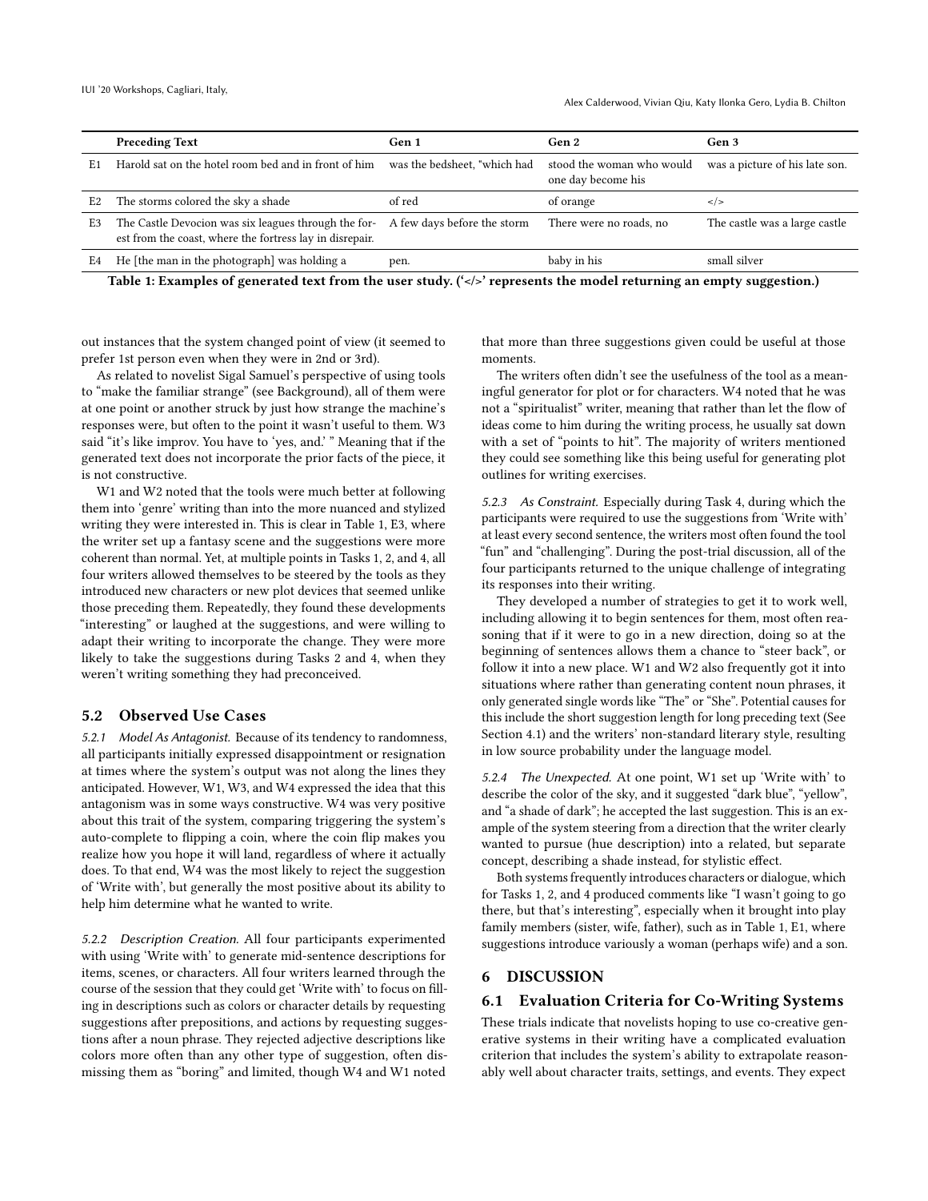|  | Preceding Text | Gen 1 | Gen 2 | Gen 3 |
| --- | --- | --- | --- | --- |
| E1 | Harold sat on the hotel room bed and in front of him | was the bedsheet, "which had | stood the woman who would one day become his | was a picture of his late son. |
| E2 | The storms colored the sky a shade | of red | of orange | </> |
| E3 | The Castle Devocion was six leagues through the forest from the coast, where the fortress lay in disrepair. | A few days before the storm | There were no roads, no | The castle was a large castle |
| E4 | He [the man in the photograph] was holding a | pen. | baby in his | small silver |

**Table 1: Examples of generated text from the user study. ('</>' represents the model returning an empty suggestion.)**

out instances that the system changed point of view (it seemed to prefer 1st person even when they were in 2nd or 3rd).

As related to novelist Sigal Samuel's perspective of using tools to "make the familiar strange" (see Background), all of them were at one point or another struck by just how strange the machine's responses were, but often to the point it wasn't useful to them. W3 said "it's like improv. You have to 'yes, and.' " Meaning that if the generated text does not incorporate the prior facts of the piece, it is not constructive.

W1 and W2 noted that the tools were much better at following them into 'genre' writing than into the more nuanced and stylized writing they were interested in. This is clear in Table 1, E3, where the writer set up a fantasy scene and the suggestions were more coherent than normal. Yet, at multiple points in Tasks 1, 2, and 4, all four writers allowed themselves to be steered by the tools as they introduced new characters or new plot devices that seemed unlike those preceding them. Repeatedly, they found these developments "interesting" or laughed at the suggestions, and were willing to adapt their writing to incorporate the change. They were more likely to take the suggestions during Tasks 2 and 4, when they weren't writing something they had preconceived.

## 5.2 Observed Use Cases

*5.2.1 Model As Antagonist.* Because of its tendency to randomness, all participants initially expressed disappointment or resignation at times where the system's output was not along the lines they anticipated. However, W1, W3, and W4 expressed the idea that this antagonism was in some ways constructive. W4 was very positive about this trait of the system, comparing triggering the system's auto-complete to flipping a coin, where the coin flip makes you realize how you hope it will land, regardless of where it actually does. To that end, W4 was the most likely to reject the suggestion of 'Write with', but generally the most positive about its ability to help him determine what he wanted to write.

*5.2.2 Description Creation.* All four participants experimented with using 'Write with' to generate mid-sentence descriptions for items, scenes, or characters. All four writers learned through the course of the session that they could get 'Write with' to focus on filling in descriptions such as colors or character details by requesting suggestions after prepositions, and actions by requesting suggestions after a noun phrase. They rejected adjective descriptions like colors more often than any other type of suggestion, often dismissing them as "boring" and limited, though W4 and W1 noted that more than three suggestions given could be useful at those moments.

The writers often didn't see the usefulness of the tool as a meaningful generator for plot or for characters. W4 noted that he was not a "spiritualist" writer, meaning that rather than let the flow of ideas come to him during the writing process, he usually sat down with a set of "points to hit". The majority of writers mentioned they could see something like this being useful for generating plot outlines for writing exercises.

*5.2.3 As Constraint.* Especially during Task 4, during which the participants were required to use the suggestions from 'Write with' at least every second sentence, the writers most often found the tool "fun" and "challenging". During the post-trial discussion, all of the four participants returned to the unique challenge of integrating its responses into their writing.

They developed a number of strategies to get it to work well, including allowing it to begin sentences for them, most often reasoning that if it were to go in a new direction, doing so at the beginning of sentences allows them a chance to "steer back", or follow it into a new place. W1 and W2 also frequently got it into situations where rather than generating content noun phrases, it only generated single words like "The" or "She". Potential causes for this include the short suggestion length for long preceding text (See Section 4.1) and the writers' non-standard literary style, resulting in low source probability under the language model.

*5.2.4 The Unexpected.* At one point, W1 set up 'Write with' to describe the color of the sky, and it suggested "dark blue", "yellow", and "a shade of dark"; he accepted the last suggestion. This is an example of the system steering from a direction that the writer clearly wanted to pursue (hue description) into a related, but separate concept, describing a shade instead, for stylistic effect.

Both systems frequently introduces characters or dialogue, which for Tasks 1, 2, and 4 produced comments like "I wasn't going to go there, but that's interesting", especially when it brought into play family members (sister, wife, father), such as in Table 1, E1, where suggestions introduce variously a woman (perhaps wife) and a son.

# 6 DISCUSSION

## 6.1 Evaluation Criteria for Co-Writing Systems

These trials indicate that novelists hoping to use co-creative generative systems in their writing have a complicated evaluation criterion that includes the system's ability to extrapolate reasonably well about character traits, settings, and events. They expect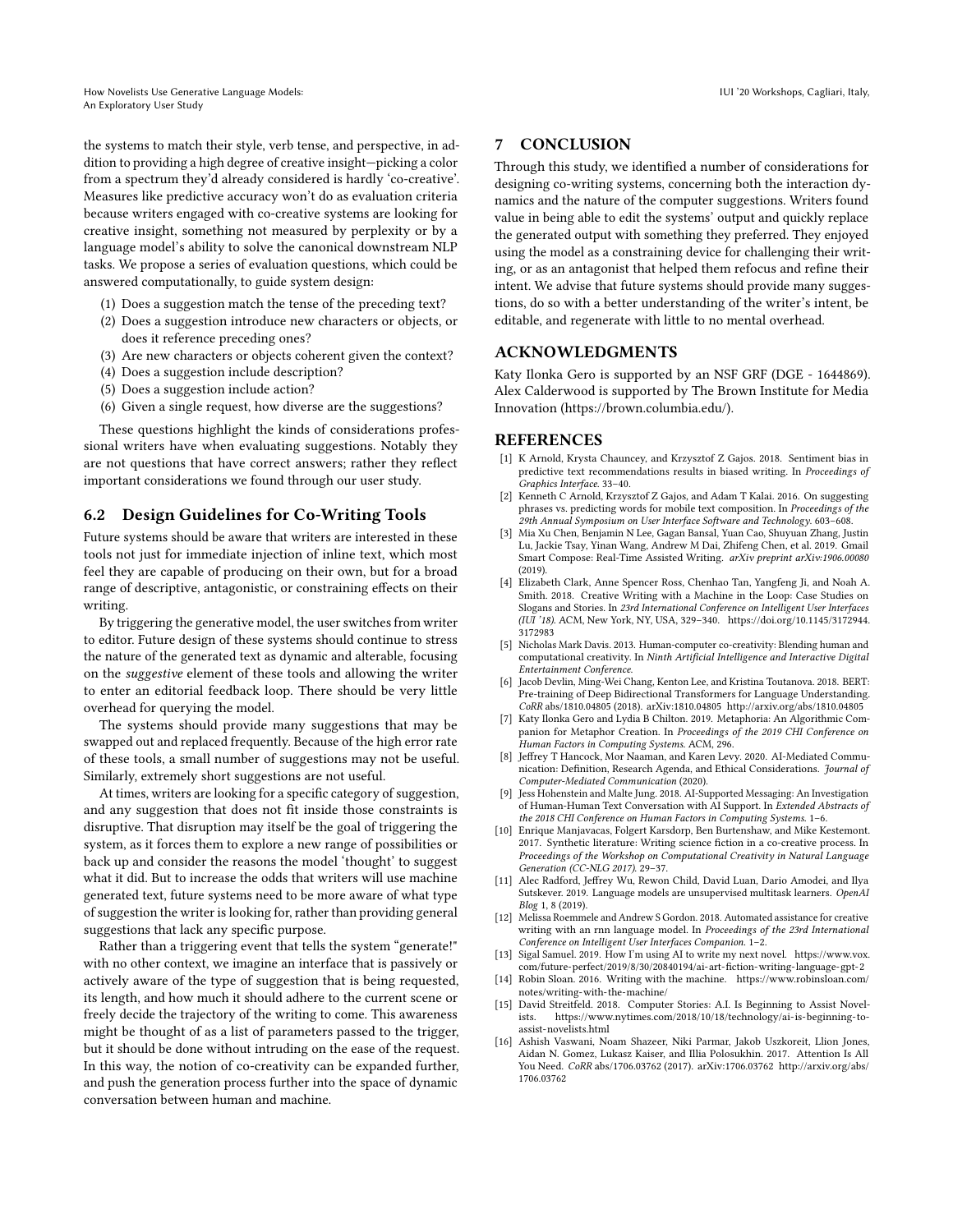the systems to match their style, verb tense, and perspective, in addition to providing a high degree of creative insight—picking a color from a spectrum they'd already considered is hardly 'co-creative'. Measures like predictive accuracy won't do as evaluation criteria because writers engaged with co-creative systems are looking for creative insight, something not measured by perplexity or by a language model's ability to solve the canonical downstream NLP tasks. We propose a series of evaluation questions, which could be answered computationally, to guide system design:

1. Does a suggestion match the tense of the preceding text?
2. Does a suggestion introduce new characters or objects, or does it reference preceding ones?
3. Are new characters or objects coherent given the context?
4. Does a suggestion include description?
5. Does a suggestion include action?
6. Given a single request, how diverse are the suggestions?

These questions highlight the kinds of considerations professional writers have when evaluating suggestions. Notably they are not questions that have correct answers; rather they reflect important considerations we found through our user study.

## 6.2 Design Guidelines for Co-Writing Tools

Future systems should be aware that writers are interested in these tools not just for immediate injection of inline text, which most feel they are capable of producing on their own, but for a broad range of descriptive, antagonistic, or constraining effects on their writing.

By triggering the generative model, the user switches from writer to editor. Future design of these systems should continue to stress the nature of the generated text as dynamic and alterable, focusing on the *suggestive* element of these tools and allowing the writer to enter an editorial feedback loop. There should be very little overhead for querying the model.

The systems should provide many suggestions that may be swapped out and replaced frequently. Because of the high error rate of these tools, a small number of suggestions may not be useful. Similarly, extremely short suggestions are not useful.

At times, writers are looking for a specific category of suggestion, and any suggestion that does not fit inside those constraints is disruptive. That disruption may itself be the goal of triggering the system, as it forces them to explore a new range of possibilities or back up and consider the reasons the model 'thought' to suggest what it did. But to increase the odds that writers will use machine generated text, future systems need to be more aware of what type of suggestion the writer is looking for, rather than providing general suggestions that lack any specific purpose.

Rather than a triggering event that tells the system "generate!" with no other context, we imagine an interface that is passively or actively aware of the type of suggestion that is being requested, its length, and how much it should adhere to the current scene or freely decide the trajectory of the writing to come. This awareness might be thought of as a list of parameters passed to the trigger, but it should be done without intruding on the ease of the request. In this way, the notion of co-creativity can be expanded further, and push the generation process further into the space of dynamic conversation between human and machine.

# 7 CONCLUSION

Through this study, we identified a number of considerations for designing co-writing systems, concerning both the interaction dynamics and the nature of the computer suggestions. Writers found value in being able to edit the systems' output and quickly replace the generated output with something they preferred. They enjoyed using the model as a constraining device for challenging their writing, or as an antagonist that helped them refocus and refine their intent. We advise that future systems should provide many suggestions, do so with a better understanding of the writer's intent, be editable, and regenerate with little to no mental overhead.

# ACKNOWLEDGMENTS

Katy Ilonka Gero is supported by an NSF GRF (DGE - 1644869). Alex Calderwood is supported by The Brown Institute for Media Innovation (https://brown.columbia.edu/).

# REFERENCES

[1] K Arnold, Krysta Chauncey, and Krzysztof Z Gajos. 2018. Sentiment bias in predictive text recommendations results in biased writing. In *Proceedings of Graphics Interface*. 33–40.

[2] Kenneth C Arnold, Krzysztof Z Gajos, and Adam T Kalai. 2016. On suggesting phrases vs. predicting words for mobile text composition. In *Proceedings of the 29th Annual Symposium on User Interface Software and Technology*. 603–608.

[3] Mia Xu Chen, Benjamin N Lee, Gagan Bansal, Yuan Cao, Shuyuan Zhang, Justin Lu, Jackie Tsay, Yinan Wang, Andrew M Dai, Zhifeng Chen, et al. 2019. Gmail Smart Compose: Real-Time Assisted Writing. *arXiv preprint arXiv:1906.00080* (2019).

[4] Elizabeth Clark, Anne Spencer Ross, Chenhao Tan, Yangfeng Ji, and Noah A. Smith. 2018. Creative Writing with a Machine in the Loop: Case Studies on Slogans and Stories. In *23rd International Conference on Intelligent User Interfaces (IUI '18)*. ACM, New York, NY, USA, 329–340. https://doi.org/10.1145/3172944.3172983

[5] Nicholas Mark Davis. 2013. Human-computer co-creativity: Blending human and computational creativity. In *Ninth Artificial Intelligence and Interactive Digital Entertainment Conference*.

[6] Jacob Devlin, Ming-Wei Chang, Kenton Lee, and Kristina Toutanova. 2018. BERT: Pre-training of Deep Bidirectional Transformers for Language Understanding. *CoRR* abs/1810.04805 (2018). arXiv:1810.04805 http://arxiv.org/abs/1810.04805

[7] Katy Ilonka Gero and Lydia B Chilton. 2019. Metaphoria: An Algorithmic Companion for Metaphor Creation. In *Proceedings of the 2019 CHI Conference on Human Factors in Computing Systems*. ACM, 296.

[8] Jeffrey T Hancock, Mor Naaman, and Karen Levy. 2020. AI-Mediated Communication: Definition, Research Agenda, and Ethical Considerations. *Journal of Computer-Mediated Communication* (2020).

[9] Jess Hohenstein and Malte Jung. 2018. AI-Supported Messaging: An Investigation of Human-Human Text Conversation with AI Support. In *Extended Abstracts of the 2018 CHI Conference on Human Factors in Computing Systems*. 1–6.

[10] Enrique Manjavacas, Folgert Karsdorp, Ben Burtenshaw, and Mike Kestemont. 2017. Synthetic literature: Writing science fiction in a co-creative process. In *Proceedings of the Workshop on Computational Creativity in Natural Language Generation (CC-NLG 2017)*. 29–37.

[11] Alec Radford, Jeffrey Wu, Rewon Child, David Luan, Dario Amodei, and Ilya Sutskever. 2019. Language models are unsupervised multitask learners. *OpenAI Blog* 1, 8 (2019).

[12] Melissa Roemmele and Andrew S Gordon. 2018. Automated assistance for creative writing with an rnn language model. In *Proceedings of the 23rd International Conference on Intelligent User Interfaces Companion*. 1–2.

[13] Sigal Samuel. 2019. How I'm using AI to write my next novel. https://www.vox.com/future-perfect/2019/8/30/20840194/ai-art-fiction-writing-language-gpt-2

[14] Robin Sloan. 2016. Writing with the machine. https://www.robinsloan.com/notes/writing-with-the-machine/

[15] David Streitfeld. 2018. Computer Stories: A.I. Is Beginning to Assist Novelists. https://www.nytimes.com/2018/10/18/technology/ai-is-beginning-to-assist-novelists.html

[16] Ashish Vaswani, Noam Shazeer, Niki Parmar, Jakob Uszkoreit, Llion Jones, Aidan N. Gomez, Lukasz Kaiser, and Illia Polosukhin. 2017. Attention Is All You Need. *CoRR* abs/1706.03762 (2017). arXiv:1706.03762 http://arxiv.org/abs/1706.03762